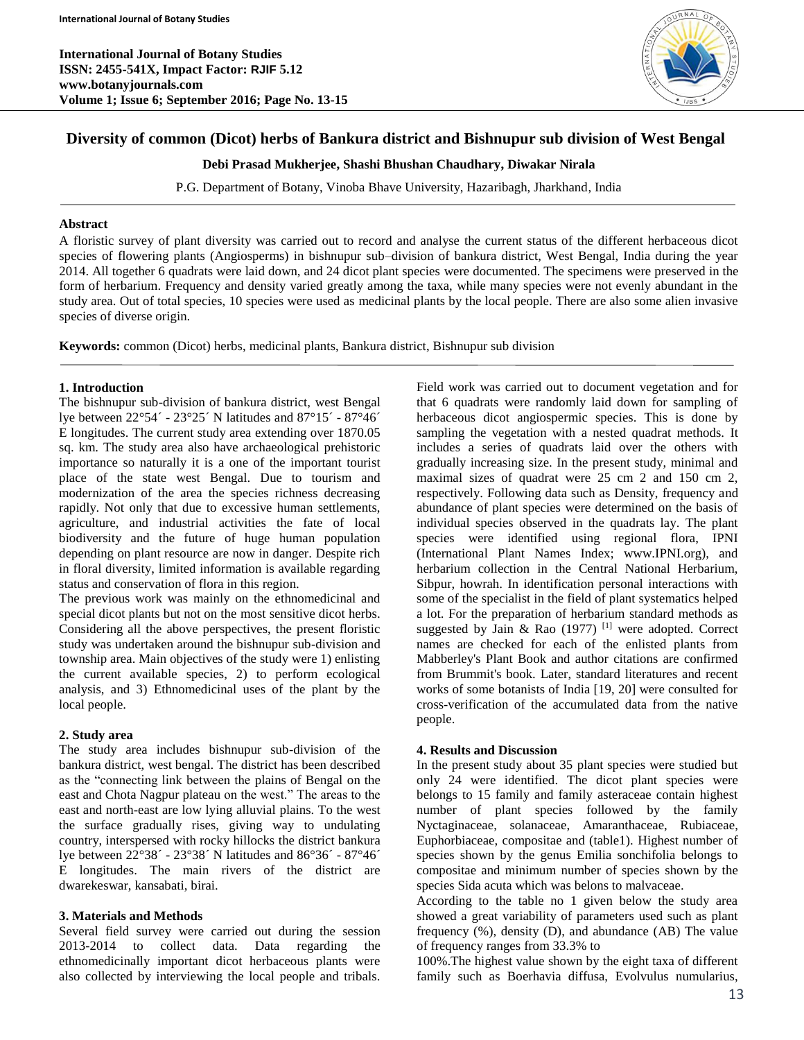# Diversity of common (Dicot) herbs of Bankura district and Bishnupur sub division of West Bengal

**Debi Prasad Mukherjee, Shashi Bhushan Chaudhary, Diwakar Nirala**

P.G. Department of Botany, Vinoba Bhave University, Hazaribagh, Jharkhand, India

## Abstract

A floristic survey of plant diversity was carried out to record and analyse the current status of the different herbaceous dicot species of flowering plants (Angiosperms) in bishnupur sub–division of bankura district, West Bengal, India during the year 2014. All together 6 quadrats were laid down, and 24 dicot plant species were documented. The specimens were preserved in the form of herbarium. Frequency and density varied greatly among the taxa, while many species were not evenly abundant in the study area. Out of total species, 10 species were used as medicinal plants by the local people. There are also some alien invasive species of diverse origin.

**Keywords:** common (Dicot) herbs, medicinal plants, Bankura district, Bishnupur sub division

## 1. Introduction

The bishnupur sub-division of bankura district, west Bengal lye between 22°54´ - 23°25´ N latitudes and 87°15´ - 87°46´ E longitudes. The current study area extending over 1870.05 sq. km. The study area also have archaeological prehistoric importance so naturally it is a one of the important tourist place of the state west Bengal. Due to tourism and modernization of the area the species richness decreasing rapidly. Not only that due to excessive human settlements, agriculture, and industrial activities the fate of local biodiversity and the future of huge human population depending on plant resource are now in danger. Despite rich in floral diversity, limited information is available regarding status and conservation of flora in this region.

The previous work was mainly on the ethnomedicinal and special dicot plants but not on the most sensitive dicot herbs. Considering all the above perspectives, the present floristic study was undertaken around the bishnupur sub-division and township area. Main objectives of the study were 1) enlisting the current available species, 2) to perform ecological analysis, and 3) Ethnomedicinal uses of the plant by the local people.

## 2. Study area

The study area includes bishnupur sub-division of the bankura district, west bengal. The district has been described as the "connecting link between the plains of Bengal on the east and Chota Nagpur plateau on the west." The areas to the east and north-east are low lying alluvial plains. To the west the surface gradually rises, giving way to undulating country, interspersed with rocky hillocks the district bankura lye between 22°38´ - 23°38´ N latitudes and 86°36´ - 87°46´ E longitudes. The main rivers of the district are dwarekeswar, kansabati, birai.

## 3. Materials and Methods

Several field survey were carried out during the session 2013-2014 to collect data. Data regarding the ethnomedicinally important dicot herbaceous plants were also collected by interviewing the local people and tribals. Field work was carried out to document vegetation and for that 6 quadrats were randomly laid down for sampling of herbaceous dicot angiospermic species. This is done by sampling the vegetation with a nested quadrat methods. It includes a series of quadrats laid over the others with gradually increasing size. In the present study, minimal and maximal sizes of quadrat were 25 cm 2 and 150 cm 2, respectively. Following data such as Density, frequency and abundance of plant species were determined on the basis of individual species observed in the quadrats lay. The plant species were identified using regional flora, IPNI (International Plant Names Index; www.IPNI.org), and herbarium collection in the Central National Herbarium, Sibpur, howrah. In identification personal interactions with some of the specialist in the field of plant systematics helped a lot. For the preparation of herbarium standard methods as suggested by Jain & Rao (1977) [1] were adopted. Correct names are checked for each of the enlisted plants from Mabberley's Plant Book and author citations are confirmed from Brummit's book. Later, standard literatures and recent works of some botanists of India [19, 20] were consulted for cross-verification of the accumulated data from the native people.

## 4. Results and Discussion

In the present study about 35 plant species were studied but only 24 were identified. The dicot plant species were belongs to 15 family and family asteraceae contain highest number of plant species followed by the family Nyctaginaceae, solanaceae, Amaranthaceae, Rubiaceae, Euphorbiaceae, compositae and (table1). Highest number of species shown by the genus Emilia sonchifolia belongs to compositae and minimum number of species shown by the species Sida acuta which was belons to malvaceae.

According to the table no 1 given below the study area showed a great variability of parameters used such as plant frequency (%), density (D), and abundance (AB) The value of frequency ranges from 33.3% to 100%.The highest value shown by the eight taxa of different family such as Boerhavia diffusa, Evolvulus numularius,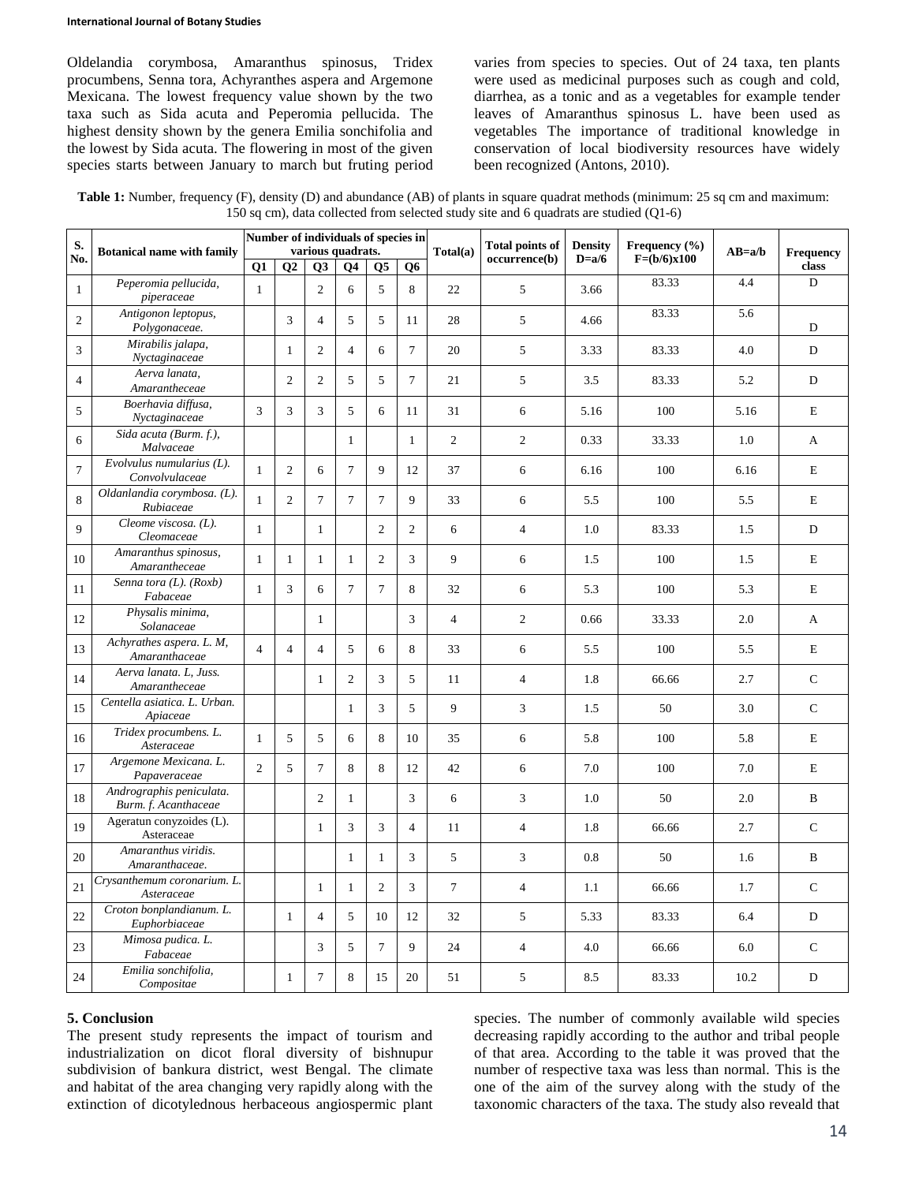Oldelandia corymbosa, Amaranthus spinosus, Tridex procumbens, Senna tora, Achyranthes aspera and Argemone Mexicana. The lowest frequency value shown by the two taxa such as Sida acuta and Peperomia pellucida. The highest density shown by the genera Emilia sonchifolia and the lowest by Sida acuta. The flowering in most of the given species starts between January to march but fruting period varies from species to species. Out of 24 taxa, ten plants were used as medicinal purposes such as cough and cold, diarrhea, as a tonic and as a vegetables for example tender leaves of Amaranthus spinosus L. have been used as vegetables The importance of traditional knowledge in conservation of local biodiversity resources have widely been recognized (Antons, 2010).

**Table 1:** Number, frequency (F), density (D) and abundance (AB) of plants in square quadrat methods (minimum: 25 sq cm and maximum: 150 sq cm), data collected from selected study site and 6 quadrats are studied (Q1-6)

| S. No. | Botanical name with family | Number of individuals of species in various quadrats. | | | | | | Total(a) | Total points of occurrence(b) | Density D=a/6 | Frequency (%) F=(b/6)x100 | AB=a/b | Frequency class |
|---|---|---|---|---|---|---|---|---|---|---|---|---|---|
| | | Q1 | Q2 | Q3 | Q4 | Q5 | Q6 | | | | | | |
| 1 | *Peperomia pellucida, piperaceae* | 1 | | 2 | 6 | 5 | 8 | 22 | 5 | 3.66 | 83.33 | 4.4 | D |
| 2 | *Antigonon leptopus, Polygonaceae.* | | 3 | 4 | 5 | 5 | 11 | 28 | 5 | 4.66 | 83.33 | 5.6 | D |
| 3 | *Mirabilis jalapa, Nyctaginaceae* | | 1 | 2 | 4 | 6 | 7 | 20 | 5 | 3.33 | 83.33 | 4.0 | D |
| 4 | *Aerva lanata, Amarantheceae* | | 2 | 2 | 5 | 5 | 7 | 21 | 5 | 3.5 | 83.33 | 5.2 | D |
| 5 | *Boerhavia diffusa, Nyctaginaceae* | 3 | 3 | 3 | 5 | 6 | 11 | 31 | 6 | 5.16 | 100 | 5.16 | E |
| 6 | *Sida acuta (Burm. f.), Malvaceae* | | | | 1 | | 1 | 2 | 2 | 0.33 | 33.33 | 1.0 | A |
| 7 | *Evolvulus numularius (L). Convolvulaceae* | 1 | 2 | 6 | 7 | 9 | 12 | 37 | 6 | 6.16 | 100 | 6.16 | E |
| 8 | *Oldanlandia corymbosa. (L). Rubiaceae* | 1 | 2 | 7 | 7 | 7 | 9 | 33 | 6 | 5.5 | 100 | 5.5 | E |
| 9 | *Cleome viscosa. (L). Cleomaceae* | 1 | | 1 | | 2 | 2 | 6 | 4 | 1.0 | 83.33 | 1.5 | D |
| 10 | *Amaranthus spinosus, Amarantheceae* | 1 | 1 | 1 | 1 | 2 | 3 | 9 | 6 | 1.5 | 100 | 1.5 | E |
| 11 | *Senna tora (L). (Roxb) Fabaceae* | 1 | 3 | 6 | 7 | 7 | 8 | 32 | 6 | 5.3 | 100 | 5.3 | E |
| 12 | *Physalis minima, Solanaceae* | | | 1 | | | 3 | 4 | 2 | 0.66 | 33.33 | 2.0 | A |
| 13 | *Achyrathes aspera. L. M, Amaranthaceae* | 4 | 4 | 4 | 5 | 6 | 8 | 33 | 6 | 5.5 | 100 | 5.5 | E |
| 14 | *Aerva lanata. L, Juss. Amarantheceae* | | | 1 | 2 | 3 | 5 | 11 | 4 | 1.8 | 66.66 | 2.7 | C |
| 15 | *Centella asiatica. L. Urban. Apiaceae* | | | | 1 | 3 | 5 | 9 | 3 | 1.5 | 50 | 3.0 | C |
| 16 | *Tridex procumbens. L. Asteraceae* | 1 | 5 | 5 | 6 | 8 | 10 | 35 | 6 | 5.8 | 100 | 5.8 | E |
| 17 | *Argemone Mexicana. L. Papaveraceae* | 2 | 5 | 7 | 8 | 8 | 12 | 42 | 6 | 7.0 | 100 | 7.0 | E |
| 18 | *Andrographis peniculata. Burm. f. Acanthaceae* | | | 2 | 1 | | 3 | 6 | 3 | 1.0 | 50 | 2.0 | B |
| 19 | Ageratun conyzoides (L). Asteraceae | | | 1 | 3 | 3 | 4 | 11 | 4 | 1.8 | 66.66 | 2.7 | C |
| 20 | *Amaranthus viridis. Amaranthaceae.* | | | | 1 | 1 | 3 | 5 | 3 | 0.8 | 50 | 1.6 | B |
| 21 | *Crysanthemum coronarium. L. Asteraceae* | | | 1 | 1 | 2 | 3 | 7 | 4 | 1.1 | 66.66 | 1.7 | C |
| 22 | *Croton bonplandianum. L. Euphorbiaceae* | | 1 | 4 | 5 | 10 | 12 | 32 | 5 | 5.33 | 83.33 | 6.4 | D |
| 23 | *Mimosa pudica. L. Fabaceae* | | | 3 | 5 | 7 | 9 | 24 | 4 | 4.0 | 66.66 | 6.0 | C |
| 24 | *Emilia sonchifolia, Compositae* | | 1 | 7 | 8 | 15 | 20 | 51 | 5 | 8.5 | 83.33 | 10.2 | D |

## 5. Conclusion

The present study represents the impact of tourism and industrialization on dicot floral diversity of bishnupur subdivision of bankura district, west Bengal. The climate and habitat of the area changing very rapidly along with the extinction of dicotylednous herbaceous angiospermic plant species. The number of commonly available wild species decreasing rapidly according to the author and tribal people of that area. According to the table it was proved that the number of respective taxa was less than normal. This is the one of the aim of the survey along with the study of the taxonomic characters of the taxa. The study also reveald that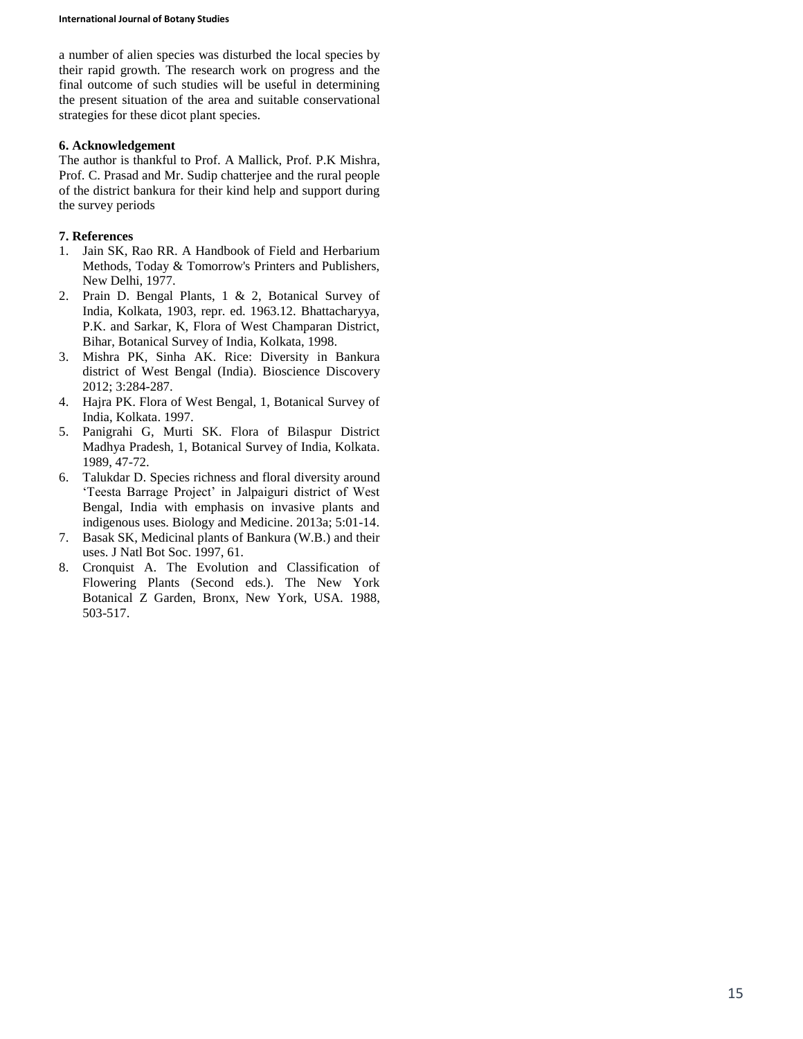a number of alien species was disturbed the local species by their rapid growth. The research work on progress and the final outcome of such studies will be useful in determining the present situation of the area and suitable conservational strategies for these dicot plant species.

## 6. Acknowledgement

The author is thankful to Prof. A Mallick, Prof. P.K Mishra, Prof. C. Prasad and Mr. Sudip chatterjee and the rural people of the district bankura for their kind help and support during the survey periods

## 7. References

1. Jain SK, Rao RR. A Handbook of Field and Herbarium Methods, Today & Tomorrow's Printers and Publishers, New Delhi, 1977.
2. Prain D. Bengal Plants, 1 & 2, Botanical Survey of India, Kolkata, 1903, repr. ed. 1963.12. Bhattacharyya, P.K. and Sarkar, K, Flora of West Champaran District, Bihar, Botanical Survey of India, Kolkata, 1998.
3. Mishra PK, Sinha AK. Rice: Diversity in Bankura district of West Bengal (India). Bioscience Discovery 2012; 3:284-287.
4. Hajra PK. Flora of West Bengal, 1, Botanical Survey of India, Kolkata. 1997.
5. Panigrahi G, Murti SK. Flora of Bilaspur District Madhya Pradesh, 1, Botanical Survey of India, Kolkata. 1989, 47-72.
6. Talukdar D. Species richness and floral diversity around 'Teesta Barrage Project' in Jalpaiguri district of West Bengal, India with emphasis on invasive plants and indigenous uses. Biology and Medicine. 2013a; 5:01-14.
7. Basak SK, Medicinal plants of Bankura (W.B.) and their uses. J Natl Bot Soc. 1997, 61.
8. Cronquist A. The Evolution and Classification of Flowering Plants (Second eds.). The New York Botanical Z Garden, Bronx, New York, USA. 1988, 503-517.